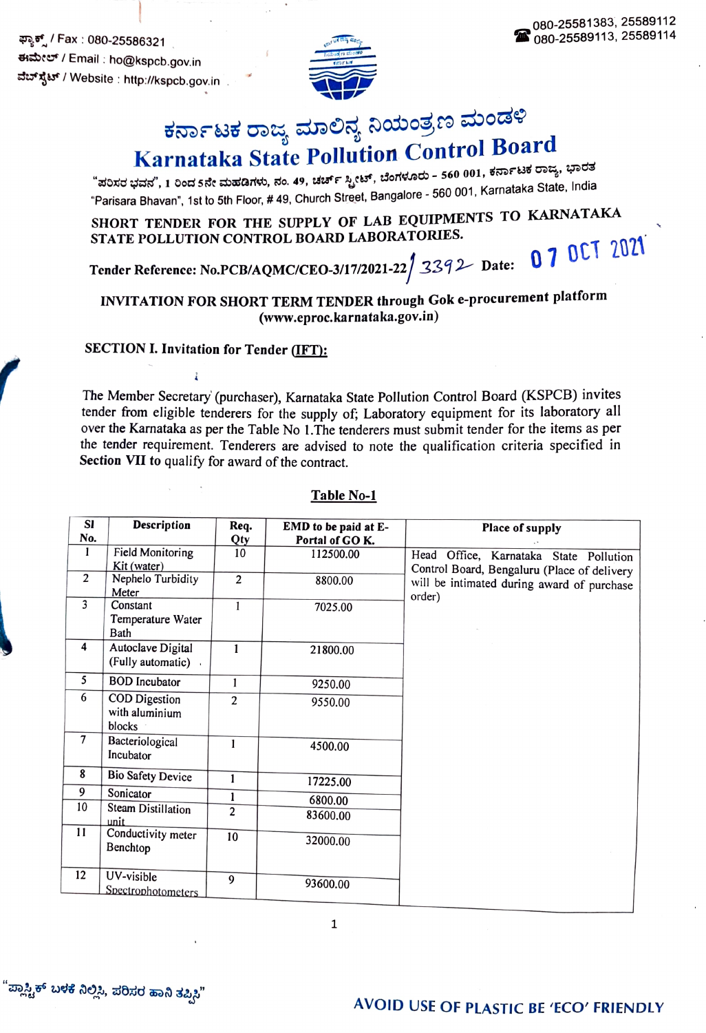ಫ್ಯಾಕ್ಸ್ / Fax : 080-25586321
ಈಮೇಲ್ / Email : ho@kspcb.gov.in
ವೆಬ್‌ಸೈಟ್ / Website : http://kspcb.gov.in

080-25581383, 25589112
080-25589113, 25589114

# ಕರ್ನಾಟಕ ರಾಜ್ಯ ಮಾಲಿನ್ಯ ನಿಯಂತ್ರಣ ಮಂಡಳಿ

# Karnataka State Pollution Control Board

"ಪರಿಸರ ಭವನ", 1 ರಿಂದ 5ನೇ ಮಹಡಿಗಳು, ನಂ. 49, ಚರ್ಚ್ ಸ್ಟ್ರೀಟ್, ಬೆಂಗಳೂರು - 560 001, ಕರ್ನಾಟಕ ರಾಜ್ಯ, ಭಾರತ
"Parisara Bhavan", 1st to 5th Floor, # 49, Church Street, Bangalore - 560 001, Karnataka State, India

**SHORT TENDER FOR THE SUPPLY OF LAB EQUIPMENTS TO KARNATAKA STATE POLLUTION CONTROL BOARD LABORATORIES.**

**Tender Reference: No.PCB/AQMC/CEO-3/17/2021-22/** 3392 **Date:** 07 OCT 2021

**INVITATION FOR SHORT TERM TENDER through Gok e-procurement platform (www.eproc.karnataka.gov.in)**

## SECTION I. Invitation for Tender (IFT):

The Member Secretary (purchaser), Karnataka State Pollution Control Board (KSPCB) invites tender from eligible tenderers for the supply of; Laboratory equipment for its laboratory all over the Karnataka as per the Table No 1.The tenderers must submit tender for the items as per the tender requirement. Tenderers are advised to note the qualification criteria specified in **Section VII** to qualify for award of the contract.

**Table No-1**

| Sl No. | Description | Req. Qty | EMD to be paid at E-Portal of GO K. | Place of supply |
|---|---|---|---|---|
| 1 | Field Monitoring Kit (water) | 10 | 112500.00 | Head Office, Karnataka State Pollution Control Board, Bengaluru (Place of delivery will be intimated during award of purchase order) |
| 2 | Nephelo Turbidity Meter | 2 | 8800.00 | |
| 3 | Constant Temperature Water Bath | 1 | 7025.00 | |
| 4 | Autoclave Digital (Fully automatic) | 1 | 21800.00 | |
| 5 | BOD Incubator | 1 | 9250.00 | |
| 6 | COD Digestion with aluminium blocks | 2 | 9550.00 | |
| 7 | Bacteriological Incubator | 1 | 4500.00 | |
| 8 | Bio Safety Device | 1 | 17225.00 | |
| 9 | Sonicator | 1 | 6800.00 | |
| 10 | Steam Distillation unit | 2 | 83600.00 | |
| 11 | Conductivity meter Benchtop | 10 | 32000.00 | |
| 12 | UV-visible Spectrophotometers | 9 | 93600.00 | |

"ಪ್ಲಾಸ್ಟಿಕ್ ಬಳಕೆ ನಿಲ್ಲಿಸಿ, ಪರಿಸರ ಹಾನಿ ತಪ್ಪಿಸಿ"

AVOID USE OF PLASTIC BE 'ECO' FRIENDLY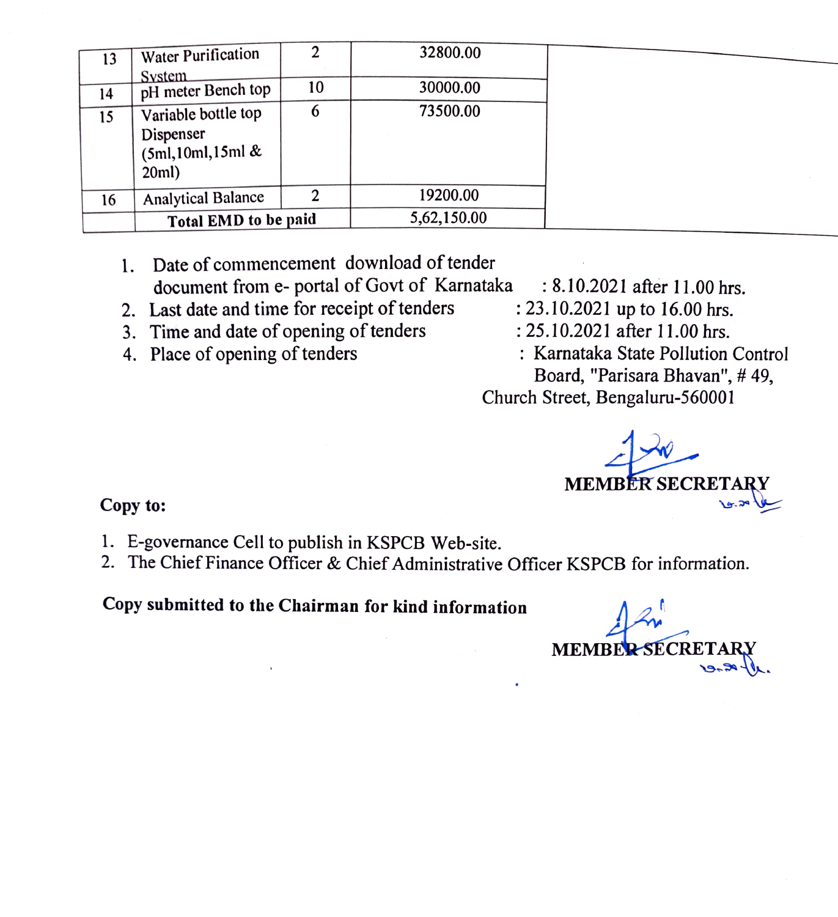| | | | |
|---|---|---|---|
| 13 | Water Purification System | 2 | 32800.00 |
| 14 | pH meter Bench top | 10 | 30000.00 |
| 15 | Variable bottle top Dispenser (5ml,10ml,15ml & 20ml) | 6 | 73500.00 |
| 16 | Analytical Balance | 2 | 19200.00 |
| | **Total EMD to be paid** | | 5,62,150.00 |

1. Date of commencement download of tender document from e- portal of Govt of Karnataka : 8.10.2021 after 11.00 hrs.
2. Last date and time for receipt of tenders : 23.10.2021 up to 16.00 hrs.
3. Time and date of opening of tenders : 25.10.2021 after 11.00 hrs.
4. Place of opening of tenders : Karnataka State Pollution Control Board, "Parisara Bhavan", # 49, Church Street, Bengaluru-560001

**MEMBER SECRETARY**

**Copy to:**

1. E-governance Cell to publish in KSPCB Web-site.
2. The Chief Finance Officer & Chief Administrative Officer KSPCB for information.

**Copy submitted to the Chairman for kind information**

**MEMBER SECRETARY**